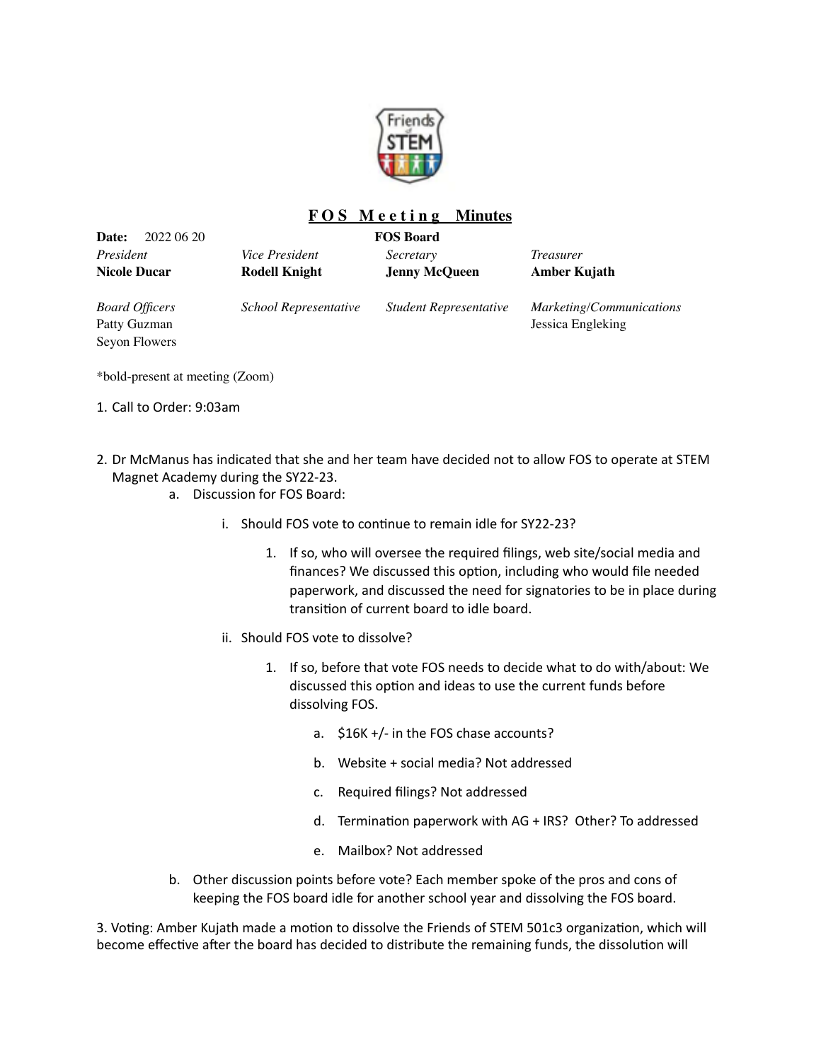# FOS Meeting Minutes

**Date:** 2022 06 20 **FOS Board**

| *President* | *Vice President* | *Secretary* | *Treasurer* |
|---|---|---|---|
| **Nicole Ducar** | **Rodell Knight** | **Jenny McQueen** | **Amber Kujath** |
| | | | |
| *Board Officers* | *School Representative* | *Student Representative* | *Marketing/Communications* |
| Patty Guzman | | | Jessica Engleking |
| Seyon Flowers | | | |

*bold-present at meeting (Zoom)

1. Call to Order: 9:03am

2. Dr McManus has indicated that she and her team have decided not to allow FOS to operate at STEM Magnet Academy during the SY22-23.
    a. Discussion for FOS Board:
        i. Should FOS vote to continue to remain idle for SY22-23?
            1. If so, who will oversee the required filings, web site/social media and finances? We discussed this option, including who would file needed paperwork, and discussed the need for signatories to be in place during transition of current board to idle board.
        ii. Should FOS vote to dissolve?
            1. If so, before that vote FOS needs to decide what to do with/about: We discussed this option and ideas to use the current funds before dissolving FOS.
                a. $16K +/- in the FOS chase accounts?
                b. Website + social media? Not addressed
                c. Required filings? Not addressed
                d. Termination paperwork with AG + IRS? Other? To addressed
                e. Mailbox? Not addressed
    b. Other discussion points before vote? Each member spoke of the pros and cons of keeping the FOS board idle for another school year and dissolving the FOS board.

3. Voting: Amber Kujath made a motion to dissolve the Friends of STEM 501c3 organization, which will become effective after the board has decided to distribute the remaining funds, the dissolution will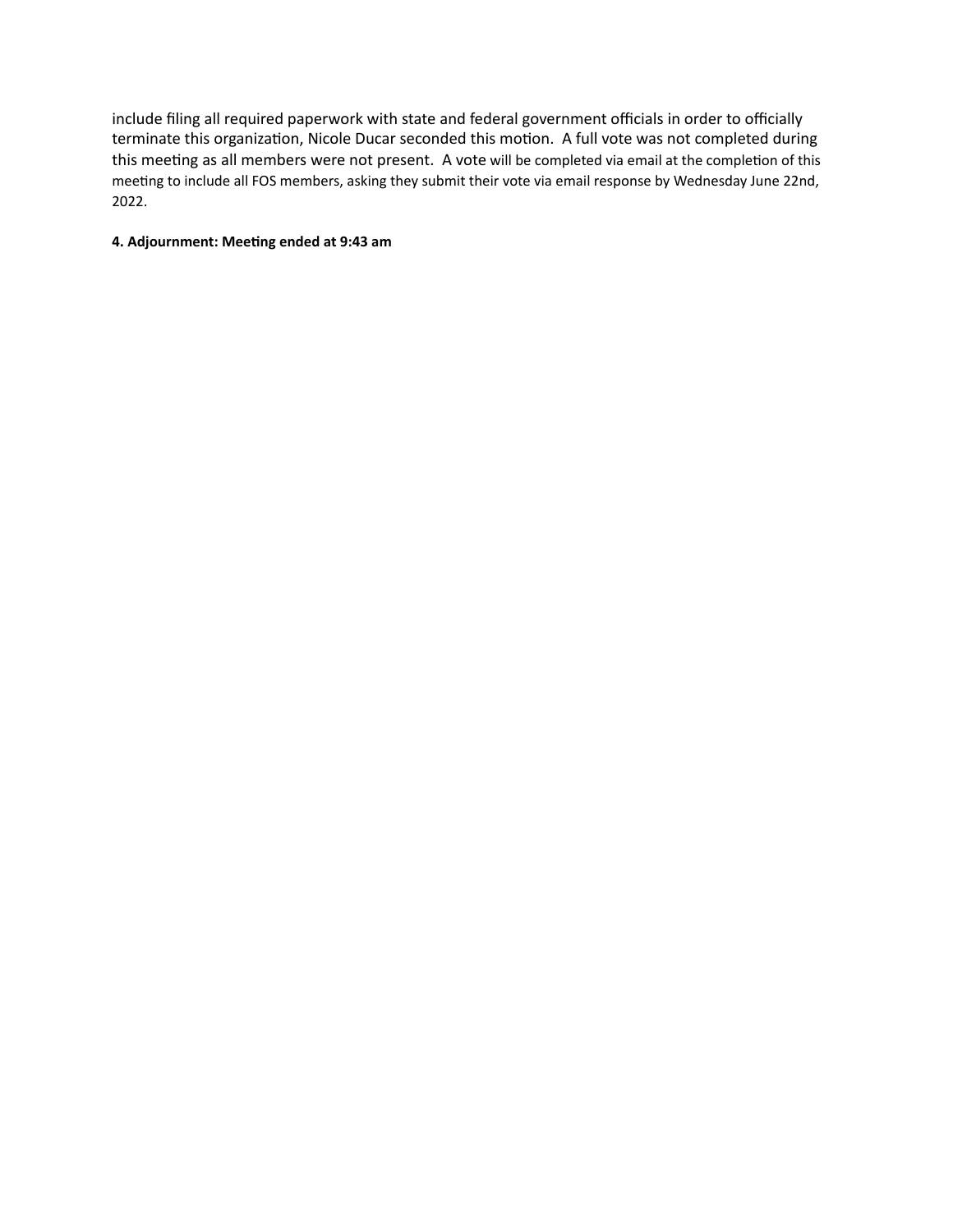include filing all required paperwork with state and federal government officials in order to officially terminate this organization, Nicole Ducar seconded this motion. A full vote was not completed during this meeting as all members were not present. A vote will be completed via email at the completion of this meeting to include all FOS members, asking they submit their vote via email response by Wednesday June 22nd, 2022.

**4. Adjournment: Meeting ended at 9:43 am**